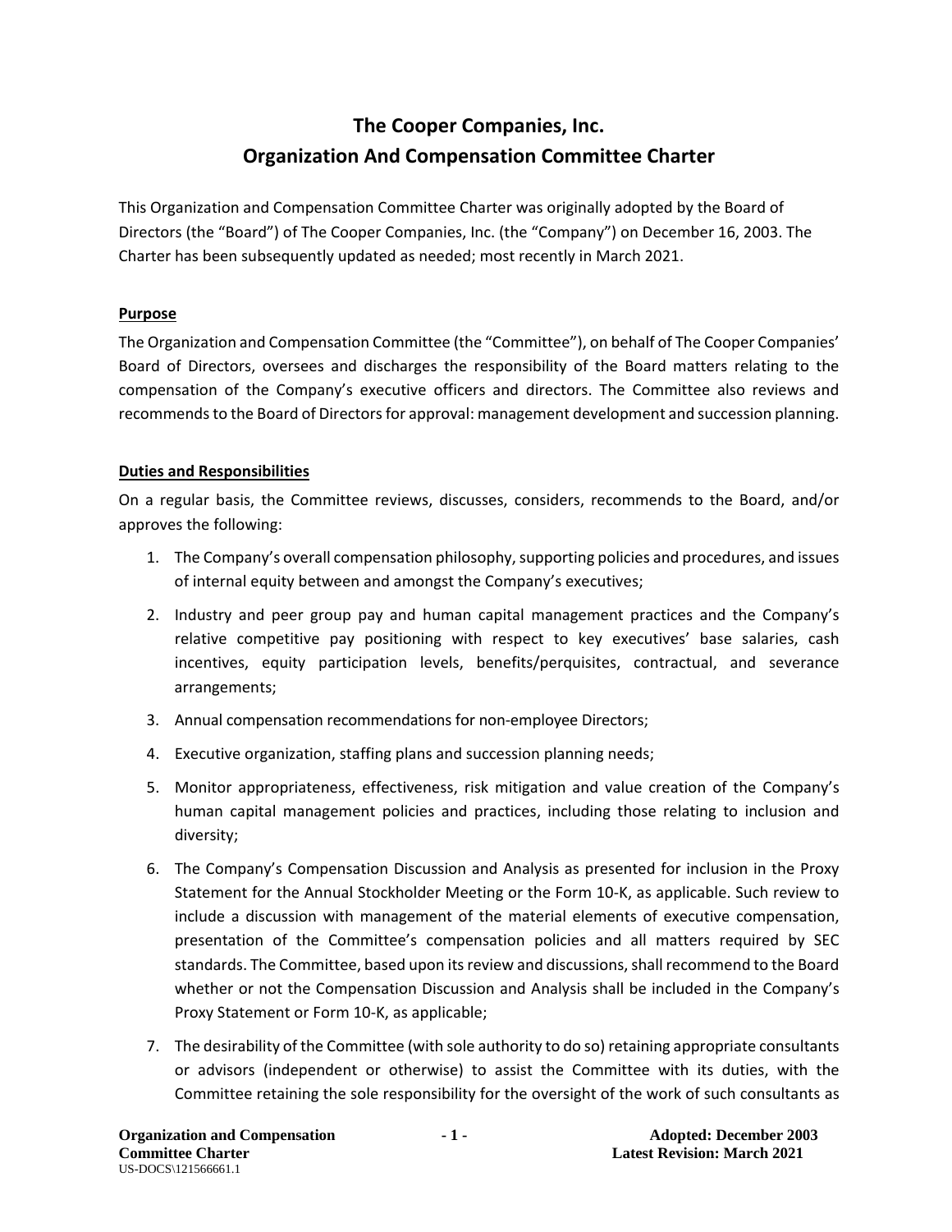# The Cooper Companies, Inc.
# Organization And Compensation Committee Charter

This Organization and Compensation Committee Charter was originally adopted by the Board of Directors (the "Board") of The Cooper Companies, Inc. (the "Company") on December 16, 2003. The Charter has been subsequently updated as needed; most recently in March 2021.

## Purpose

The Organization and Compensation Committee (the "Committee"), on behalf of The Cooper Companies' Board of Directors, oversees and discharges the responsibility of the Board matters relating to the compensation of the Company's executive officers and directors. The Committee also reviews and recommends to the Board of Directors for approval: management development and succession planning.

## Duties and Responsibilities

On a regular basis, the Committee reviews, discusses, considers, recommends to the Board, and/or approves the following:

1. The Company's overall compensation philosophy, supporting policies and procedures, and issues of internal equity between and amongst the Company's executives;
2. Industry and peer group pay and human capital management practices and the Company's relative competitive pay positioning with respect to key executives' base salaries, cash incentives, equity participation levels, benefits/perquisites, contractual, and severance arrangements;
3. Annual compensation recommendations for non-employee Directors;
4. Executive organization, staffing plans and succession planning needs;
5. Monitor appropriateness, effectiveness, risk mitigation and value creation of the Company's human capital management policies and practices, including those relating to inclusion and diversity;
6. The Company's Compensation Discussion and Analysis as presented for inclusion in the Proxy Statement for the Annual Stockholder Meeting or the Form 10-K, as applicable. Such review to include a discussion with management of the material elements of executive compensation, presentation of the Committee's compensation policies and all matters required by SEC standards. The Committee, based upon its review and discussions, shall recommend to the Board whether or not the Compensation Discussion and Analysis shall be included in the Company's Proxy Statement or Form 10-K, as applicable;
7. The desirability of the Committee (with sole authority to do so) retaining appropriate consultants or advisors (independent or otherwise) to assist the Committee with its duties, with the Committee retaining the sole responsibility for the oversight of the work of such consultants as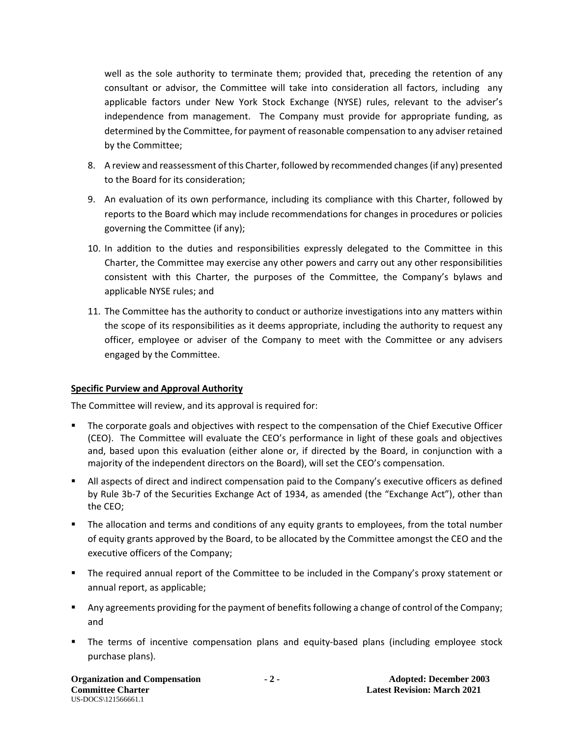well as the sole authority to terminate them; provided that, preceding the retention of any consultant or advisor, the Committee will take into consideration all factors, including any applicable factors under New York Stock Exchange (NYSE) rules, relevant to the adviser's independence from management. The Company must provide for appropriate funding, as determined by the Committee, for payment of reasonable compensation to any adviser retained by the Committee;

8. A review and reassessment of this Charter, followed by recommended changes (if any) presented to the Board for its consideration;
9. An evaluation of its own performance, including its compliance with this Charter, followed by reports to the Board which may include recommendations for changes in procedures or policies governing the Committee (if any);
10. In addition to the duties and responsibilities expressly delegated to the Committee in this Charter, the Committee may exercise any other powers and carry out any other responsibilities consistent with this Charter, the purposes of the Committee, the Company's bylaws and applicable NYSE rules; and
11. The Committee has the authority to conduct or authorize investigations into any matters within the scope of its responsibilities as it deems appropriate, including the authority to request any officer, employee or adviser of the Company to meet with the Committee or any advisers engaged by the Committee.

**Specific Purview and Approval Authority**

The Committee will review, and its approval is required for:

- The corporate goals and objectives with respect to the compensation of the Chief Executive Officer (CEO). The Committee will evaluate the CEO's performance in light of these goals and objectives and, based upon this evaluation (either alone or, if directed by the Board, in conjunction with a majority of the independent directors on the Board), will set the CEO's compensation.
- All aspects of direct and indirect compensation paid to the Company's executive officers as defined by Rule 3b-7 of the Securities Exchange Act of 1934, as amended (the "Exchange Act"), other than the CEO;
- The allocation and terms and conditions of any equity grants to employees, from the total number of equity grants approved by the Board, to be allocated by the Committee amongst the CEO and the executive officers of the Company;
- The required annual report of the Committee to be included in the Company's proxy statement or annual report, as applicable;
- Any agreements providing for the payment of benefits following a change of control of the Company; and
- The terms of incentive compensation plans and equity-based plans (including employee stock purchase plans).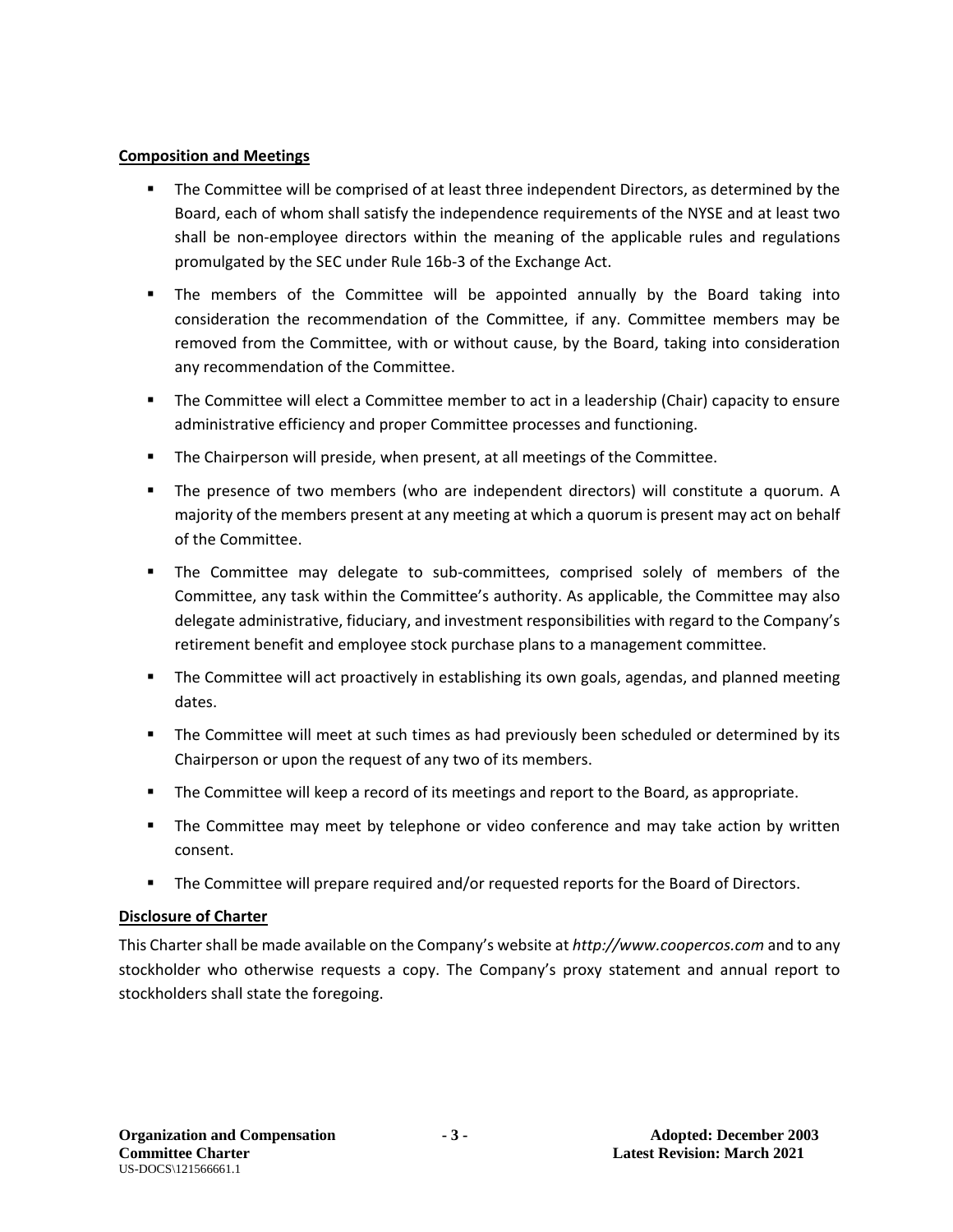**Composition and Meetings**

- The Committee will be comprised of at least three independent Directors, as determined by the Board, each of whom shall satisfy the independence requirements of the NYSE and at least two shall be non-employee directors within the meaning of the applicable rules and regulations promulgated by the SEC under Rule 16b-3 of the Exchange Act.
- The members of the Committee will be appointed annually by the Board taking into consideration the recommendation of the Committee, if any. Committee members may be removed from the Committee, with or without cause, by the Board, taking into consideration any recommendation of the Committee.
- The Committee will elect a Committee member to act in a leadership (Chair) capacity to ensure administrative efficiency and proper Committee processes and functioning.
- The Chairperson will preside, when present, at all meetings of the Committee.
- The presence of two members (who are independent directors) will constitute a quorum. A majority of the members present at any meeting at which a quorum is present may act on behalf of the Committee.
- The Committee may delegate to sub-committees, comprised solely of members of the Committee, any task within the Committee's authority. As applicable, the Committee may also delegate administrative, fiduciary, and investment responsibilities with regard to the Company's retirement benefit and employee stock purchase plans to a management committee.
- The Committee will act proactively in establishing its own goals, agendas, and planned meeting dates.
- The Committee will meet at such times as had previously been scheduled or determined by its Chairperson or upon the request of any two of its members.
- The Committee will keep a record of its meetings and report to the Board, as appropriate.
- The Committee may meet by telephone or video conference and may take action by written consent.
- The Committee will prepare required and/or requested reports for the Board of Directors.

**Disclosure of Charter**

This Charter shall be made available on the Company's website at *http://www.coopercos.com* and to any stockholder who otherwise requests a copy. The Company's proxy statement and annual report to stockholders shall state the foregoing.